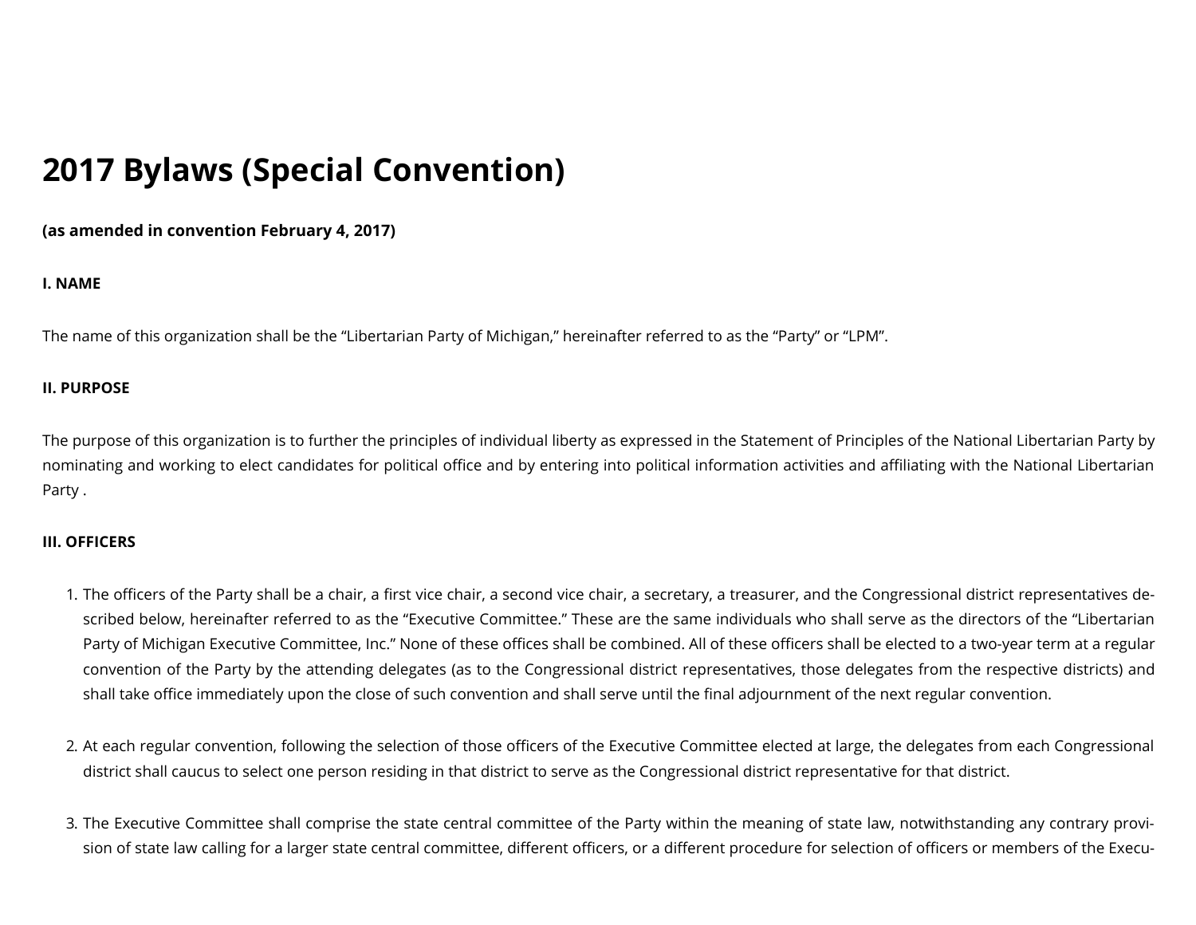# 2017 Bylaws (Special Convention)

**(as amended in convention February 4, 2017)**

**I. NAME**

The name of this organization shall be the "Libertarian Party of Michigan," hereinafter referred to as the "Party" or "LPM".

**II. PURPOSE**

The purpose of this organization is to further the principles of individual liberty as expressed in the Statement of Principles of the National Libertarian Party by nominating and working to elect candidates for political office and by entering into political information activities and affiliating with the National Libertarian Party .

**III. OFFICERS**

1. The officers of the Party shall be a chair, a first vice chair, a second vice chair, a secretary, a treasurer, and the Congressional district representatives described below, hereinafter referred to as the "Executive Committee." These are the same individuals who shall serve as the directors of the "Libertarian Party of Michigan Executive Committee, Inc." None of these offices shall be combined. All of these officers shall be elected to a two-year term at a regular convention of the Party by the attending delegates (as to the Congressional district representatives, those delegates from the respective districts) and shall take office immediately upon the close of such convention and shall serve until the final adjournment of the next regular convention.

2. At each regular convention, following the selection of those officers of the Executive Committee elected at large, the delegates from each Congressional district shall caucus to select one person residing in that district to serve as the Congressional district representative for that district.

3. The Executive Committee shall comprise the state central committee of the Party within the meaning of state law, notwithstanding any contrary provision of state law calling for a larger state central committee, different officers, or a different procedure for selection of officers or members of the Execu-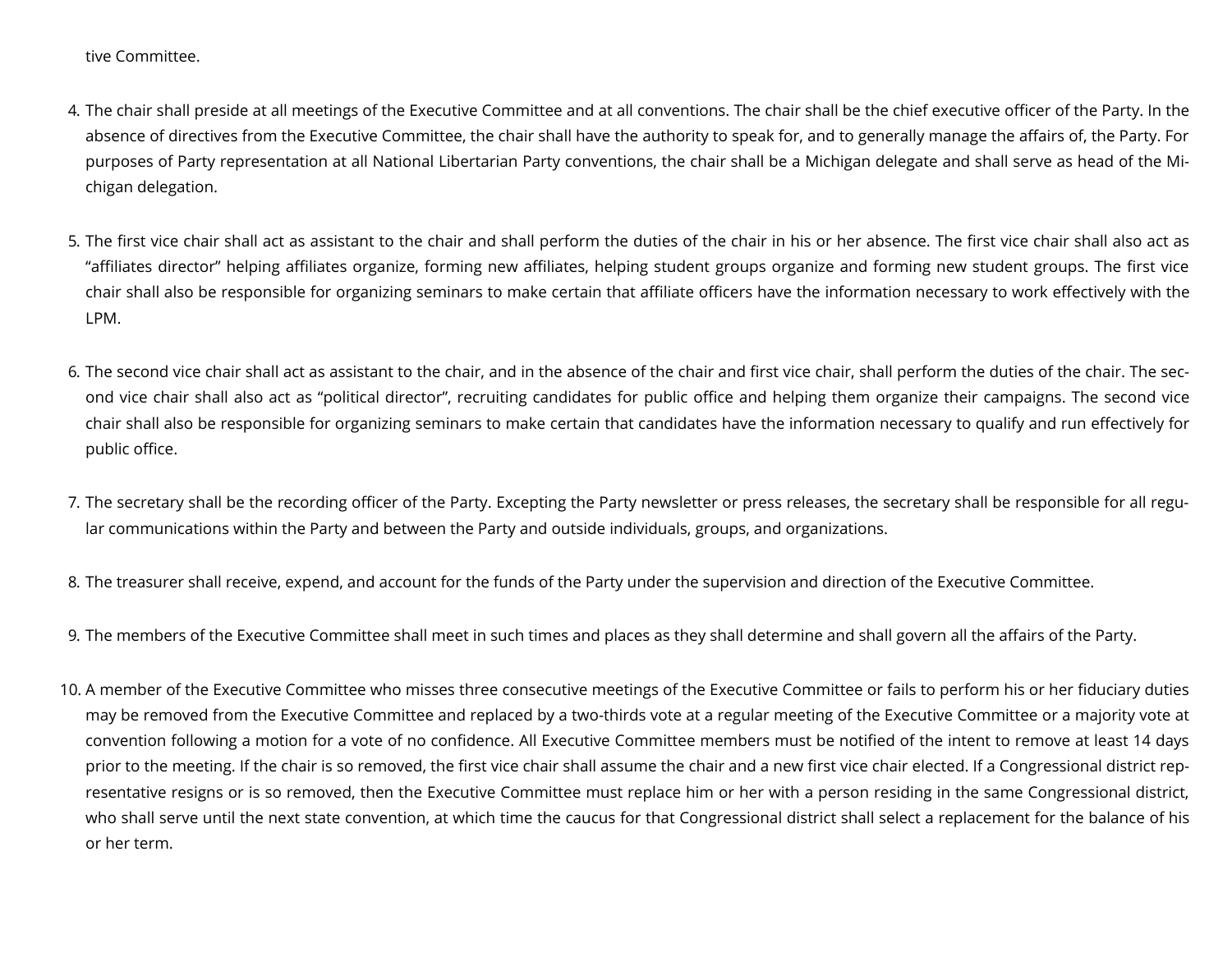tive Committee.

4. The chair shall preside at all meetings of the Executive Committee and at all conventions. The chair shall be the chief executive officer of the Party. In the absence of directives from the Executive Committee, the chair shall have the authority to speak for, and to generally manage the affairs of, the Party. For purposes of Party representation at all National Libertarian Party conventions, the chair shall be a Michigan delegate and shall serve as head of the Michigan delegation.

5. The first vice chair shall act as assistant to the chair and shall perform the duties of the chair in his or her absence. The first vice chair shall also act as "affiliates director" helping affiliates organize, forming new affiliates, helping student groups organize and forming new student groups. The first vice chair shall also be responsible for organizing seminars to make certain that affiliate officers have the information necessary to work effectively with the LPM.

6. The second vice chair shall act as assistant to the chair, and in the absence of the chair and first vice chair, shall perform the duties of the chair. The second vice chair shall also act as "political director", recruiting candidates for public office and helping them organize their campaigns. The second vice chair shall also be responsible for organizing seminars to make certain that candidates have the information necessary to qualify and run effectively for public office.

7. The secretary shall be the recording officer of the Party. Excepting the Party newsletter or press releases, the secretary shall be responsible for all regular communications within the Party and between the Party and outside individuals, groups, and organizations.

8. The treasurer shall receive, expend, and account for the funds of the Party under the supervision and direction of the Executive Committee.

9. The members of the Executive Committee shall meet in such times and places as they shall determine and shall govern all the affairs of the Party.

10. A member of the Executive Committee who misses three consecutive meetings of the Executive Committee or fails to perform his or her fiduciary duties may be removed from the Executive Committee and replaced by a two-thirds vote at a regular meeting of the Executive Committee or a majority vote at convention following a motion for a vote of no confidence. All Executive Committee members must be notified of the intent to remove at least 14 days prior to the meeting. If the chair is so removed, the first vice chair shall assume the chair and a new first vice chair elected. If a Congressional district representative resigns or is so removed, then the Executive Committee must replace him or her with a person residing in the same Congressional district, who shall serve until the next state convention, at which time the caucus for that Congressional district shall select a replacement for the balance of his or her term.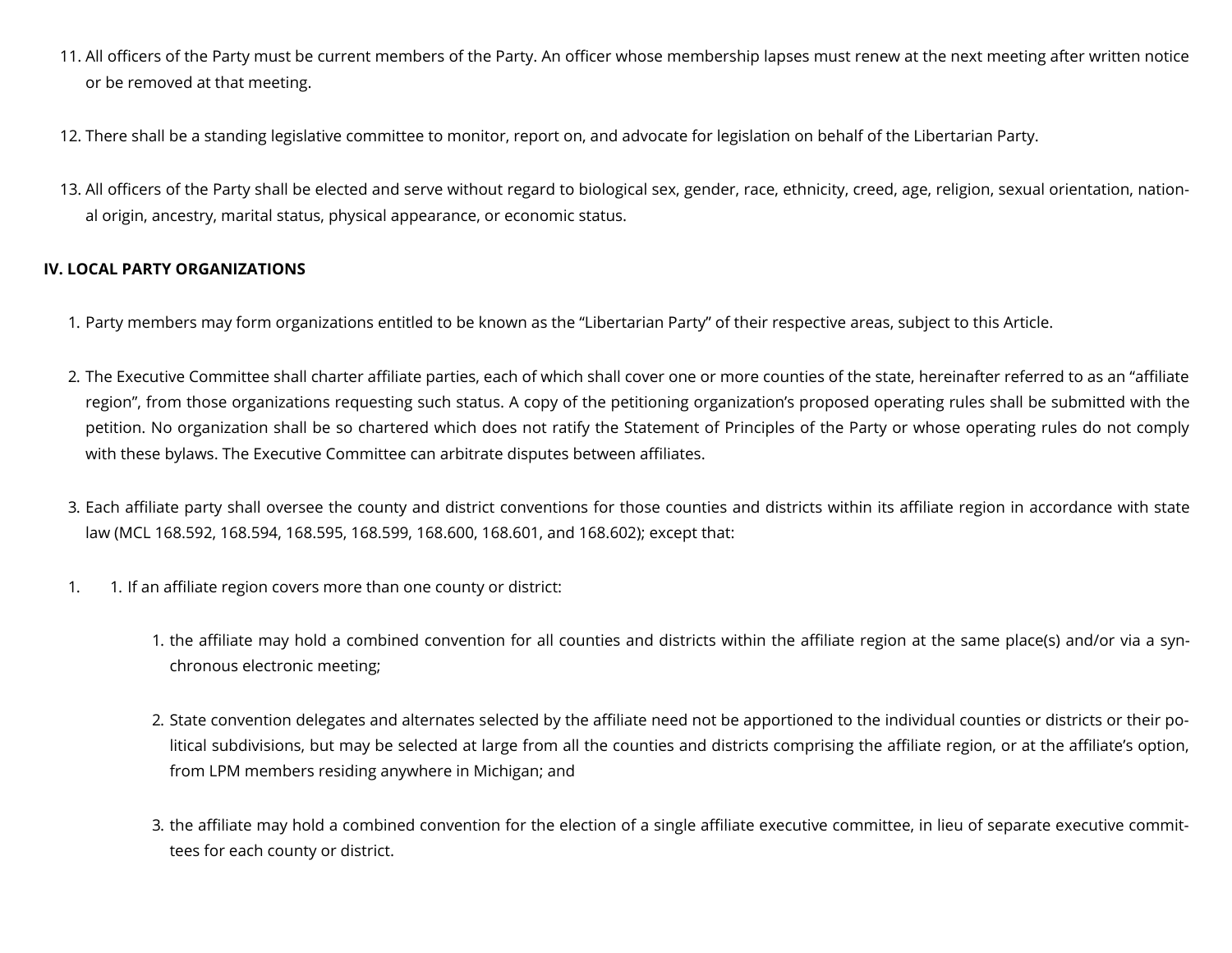11. All officers of the Party must be current members of the Party. An officer whose membership lapses must renew at the next meeting after written notice or be removed at that meeting.

12. There shall be a standing legislative committee to monitor, report on, and advocate for legislation on behalf of the Libertarian Party.

13. All officers of the Party shall be elected and serve without regard to biological sex, gender, race, ethnicity, creed, age, religion, sexual orientation, national origin, ancestry, marital status, physical appearance, or economic status.

**IV. LOCAL PARTY ORGANIZATIONS**

1. Party members may form organizations entitled to be known as the "Libertarian Party" of their respective areas, subject to this Article.

2. The Executive Committee shall charter affiliate parties, each of which shall cover one or more counties of the state, hereinafter referred to as an "affiliate region", from those organizations requesting such status. A copy of the petitioning organization's proposed operating rules shall be submitted with the petition. No organization shall be so chartered which does not ratify the Statement of Principles of the Party or whose operating rules do not comply with these bylaws. The Executive Committee can arbitrate disputes between affiliates.

3. Each affiliate party shall oversee the county and district conventions for those counties and districts within its affiliate region in accordance with state law (MCL 168.592, 168.594, 168.595, 168.599, 168.600, 168.601, and 168.602); except that:

1. 1. If an affiliate region covers more than one county or district:

    1. the affiliate may hold a combined convention for all counties and districts within the affiliate region at the same place(s) and/or via a synchronous electronic meeting;

    2. State convention delegates and alternates selected by the affiliate need not be apportioned to the individual counties or districts or their political subdivisions, but may be selected at large from all the counties and districts comprising the affiliate region, or at the affiliate's option, from LPM members residing anywhere in Michigan; and

    3. the affiliate may hold a combined convention for the election of a single affiliate executive committee, in lieu of separate executive committees for each county or district.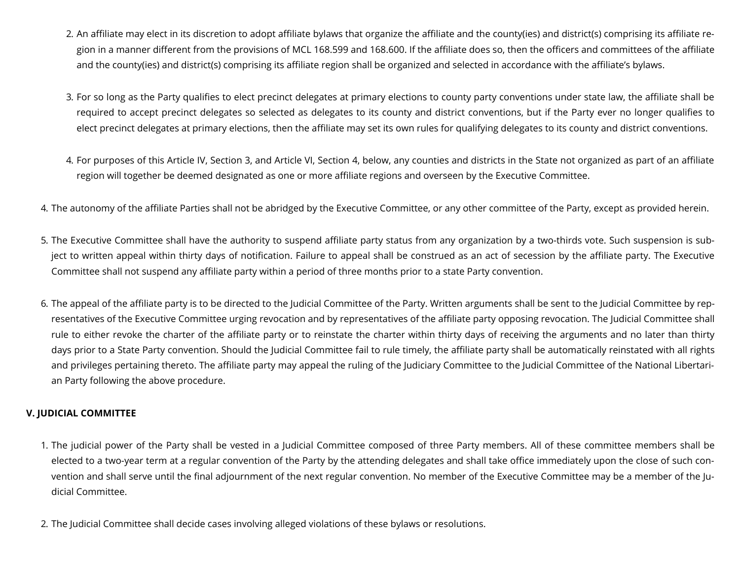2. An affiliate may elect in its discretion to adopt affiliate bylaws that organize the affiliate and the county(ies) and district(s) comprising its affiliate region in a manner different from the provisions of MCL 168.599 and 168.600. If the affiliate does so, then the officers and committees of the affiliate and the county(ies) and district(s) comprising its affiliate region shall be organized and selected in accordance with the affiliate's bylaws.

   3. For so long as the Party qualifies to elect precinct delegates at primary elections to county party conventions under state law, the affiliate shall be required to accept precinct delegates so selected as delegates to its county and district conventions, but if the Party ever no longer qualifies to elect precinct delegates at primary elections, then the affiliate may set its own rules for qualifying delegates to its county and district conventions.

   4. For purposes of this Article IV, Section 3, and Article VI, Section 4, below, any counties and districts in the State not organized as part of an affiliate region will together be deemed designated as one or more affiliate regions and overseen by the Executive Committee.

4. The autonomy of the affiliate Parties shall not be abridged by the Executive Committee, or any other committee of the Party, except as provided herein.

5. The Executive Committee shall have the authority to suspend affiliate party status from any organization by a two-thirds vote. Such suspension is subject to written appeal within thirty days of notification. Failure to appeal shall be construed as an act of secession by the affiliate party. The Executive Committee shall not suspend any affiliate party within a period of three months prior to a state Party convention.

6. The appeal of the affiliate party is to be directed to the Judicial Committee of the Party. Written arguments shall be sent to the Judicial Committee by representatives of the Executive Committee urging revocation and by representatives of the affiliate party opposing revocation. The Judicial Committee shall rule to either revoke the charter of the affiliate party or to reinstate the charter within thirty days of receiving the arguments and no later than thirty days prior to a State Party convention. Should the Judicial Committee fail to rule timely, the affiliate party shall be automatically reinstated with all rights and privileges pertaining thereto. The affiliate party may appeal the ruling of the Judiciary Committee to the Judicial Committee of the National Libertarian Party following the above procedure.

**V. JUDICIAL COMMITTEE**

1. The judicial power of the Party shall be vested in a Judicial Committee composed of three Party members. All of these committee members shall be elected to a two-year term at a regular convention of the Party by the attending delegates and shall take office immediately upon the close of such convention and shall serve until the final adjournment of the next regular convention. No member of the Executive Committee may be a member of the Judicial Committee.

2. The Judicial Committee shall decide cases involving alleged violations of these bylaws or resolutions.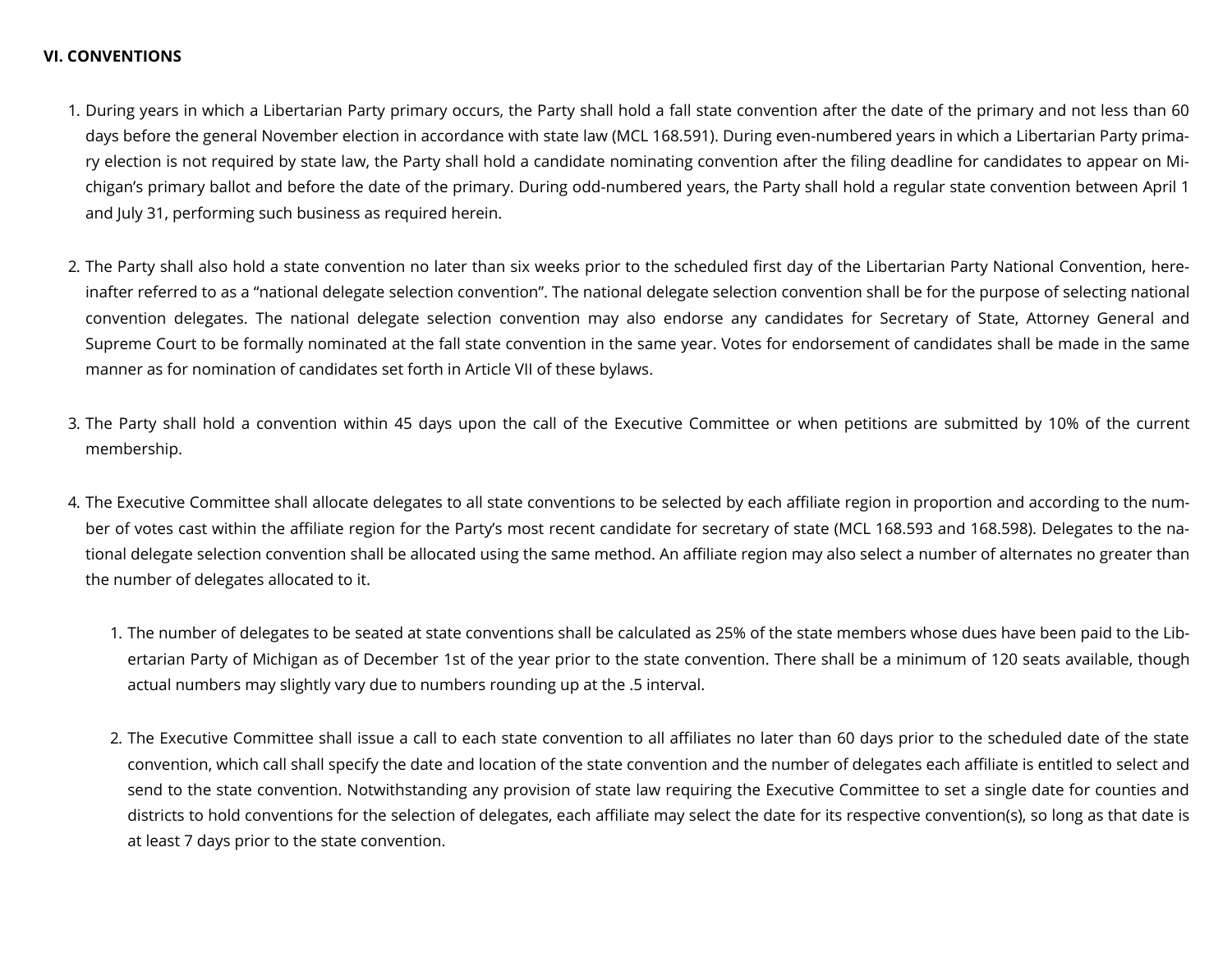**VI. CONVENTIONS**

1. During years in which a Libertarian Party primary occurs, the Party shall hold a fall state convention after the date of the primary and not less than 60 days before the general November election in accordance with state law (MCL 168.591). During even-numbered years in which a Libertarian Party primary election is not required by state law, the Party shall hold a candidate nominating convention after the filing deadline for candidates to appear on Michigan's primary ballot and before the date of the primary. During odd-numbered years, the Party shall hold a regular state convention between April 1 and July 31, performing such business as required herein.

2. The Party shall also hold a state convention no later than six weeks prior to the scheduled first day of the Libertarian Party National Convention, hereinafter referred to as a "national delegate selection convention". The national delegate selection convention shall be for the purpose of selecting national convention delegates. The national delegate selection convention may also endorse any candidates for Secretary of State, Attorney General and Supreme Court to be formally nominated at the fall state convention in the same year. Votes for endorsement of candidates shall be made in the same manner as for nomination of candidates set forth in Article VII of these bylaws.

3. The Party shall hold a convention within 45 days upon the call of the Executive Committee or when petitions are submitted by 10% of the current membership.

4. The Executive Committee shall allocate delegates to all state conventions to be selected by each affiliate region in proportion and according to the number of votes cast within the affiliate region for the Party's most recent candidate for secretary of state (MCL 168.593 and 168.598). Delegates to the national delegate selection convention shall be allocated using the same method. An affiliate region may also select a number of alternates no greater than the number of delegates allocated to it.

    1. The number of delegates to be seated at state conventions shall be calculated as 25% of the state members whose dues have been paid to the Libertarian Party of Michigan as of December 1st of the year prior to the state convention. There shall be a minimum of 120 seats available, though actual numbers may slightly vary due to numbers rounding up at the .5 interval.

    2. The Executive Committee shall issue a call to each state convention to all affiliates no later than 60 days prior to the scheduled date of the state convention, which call shall specify the date and location of the state convention and the number of delegates each affiliate is entitled to select and send to the state convention. Notwithstanding any provision of state law requiring the Executive Committee to set a single date for counties and districts to hold conventions for the selection of delegates, each affiliate may select the date for its respective convention(s), so long as that date is at least 7 days prior to the state convention.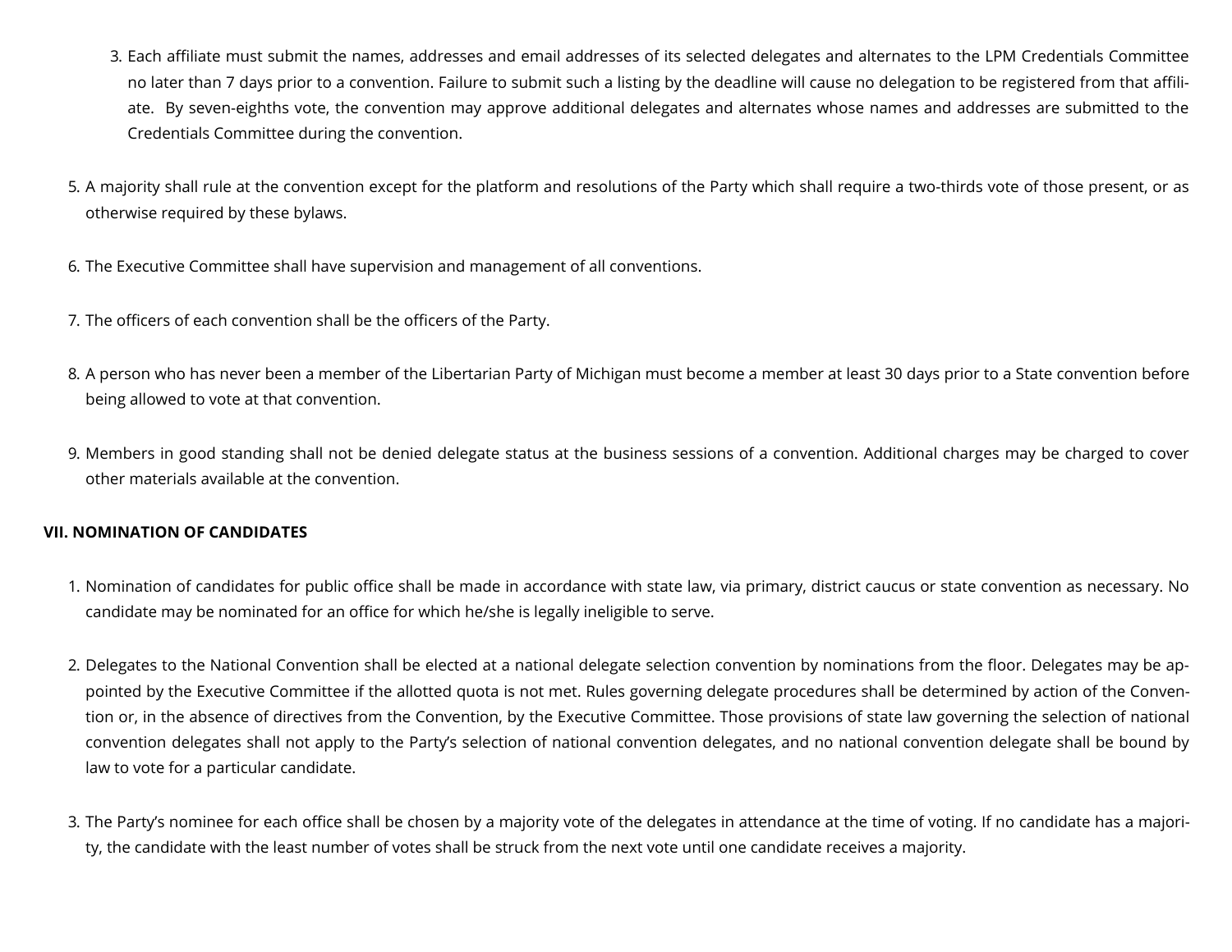3. Each affiliate must submit the names, addresses and email addresses of its selected delegates and alternates to the LPM Credentials Committee no later than 7 days prior to a convention. Failure to submit such a listing by the deadline will cause no delegation to be registered from that affiliate. By seven-eighths vote, the convention may approve additional delegates and alternates whose names and addresses are submitted to the Credentials Committee during the convention.

5. A majority shall rule at the convention except for the platform and resolutions of the Party which shall require a two-thirds vote of those present, or as otherwise required by these bylaws.

6. The Executive Committee shall have supervision and management of all conventions.

7. The officers of each convention shall be the officers of the Party.

8. A person who has never been a member of the Libertarian Party of Michigan must become a member at least 30 days prior to a State convention before being allowed to vote at that convention.

9. Members in good standing shall not be denied delegate status at the business sessions of a convention. Additional charges may be charged to cover other materials available at the convention.

**VII. NOMINATION OF CANDIDATES**

1. Nomination of candidates for public office shall be made in accordance with state law, via primary, district caucus or state convention as necessary. No candidate may be nominated for an office for which he/she is legally ineligible to serve.

2. Delegates to the National Convention shall be elected at a national delegate selection convention by nominations from the floor. Delegates may be appointed by the Executive Committee if the allotted quota is not met. Rules governing delegate procedures shall be determined by action of the Convention or, in the absence of directives from the Convention, by the Executive Committee. Those provisions of state law governing the selection of national convention delegates shall not apply to the Party's selection of national convention delegates, and no national convention delegate shall be bound by law to vote for a particular candidate.

3. The Party's nominee for each office shall be chosen by a majority vote of the delegates in attendance at the time of voting. If no candidate has a majority, the candidate with the least number of votes shall be struck from the next vote until one candidate receives a majority.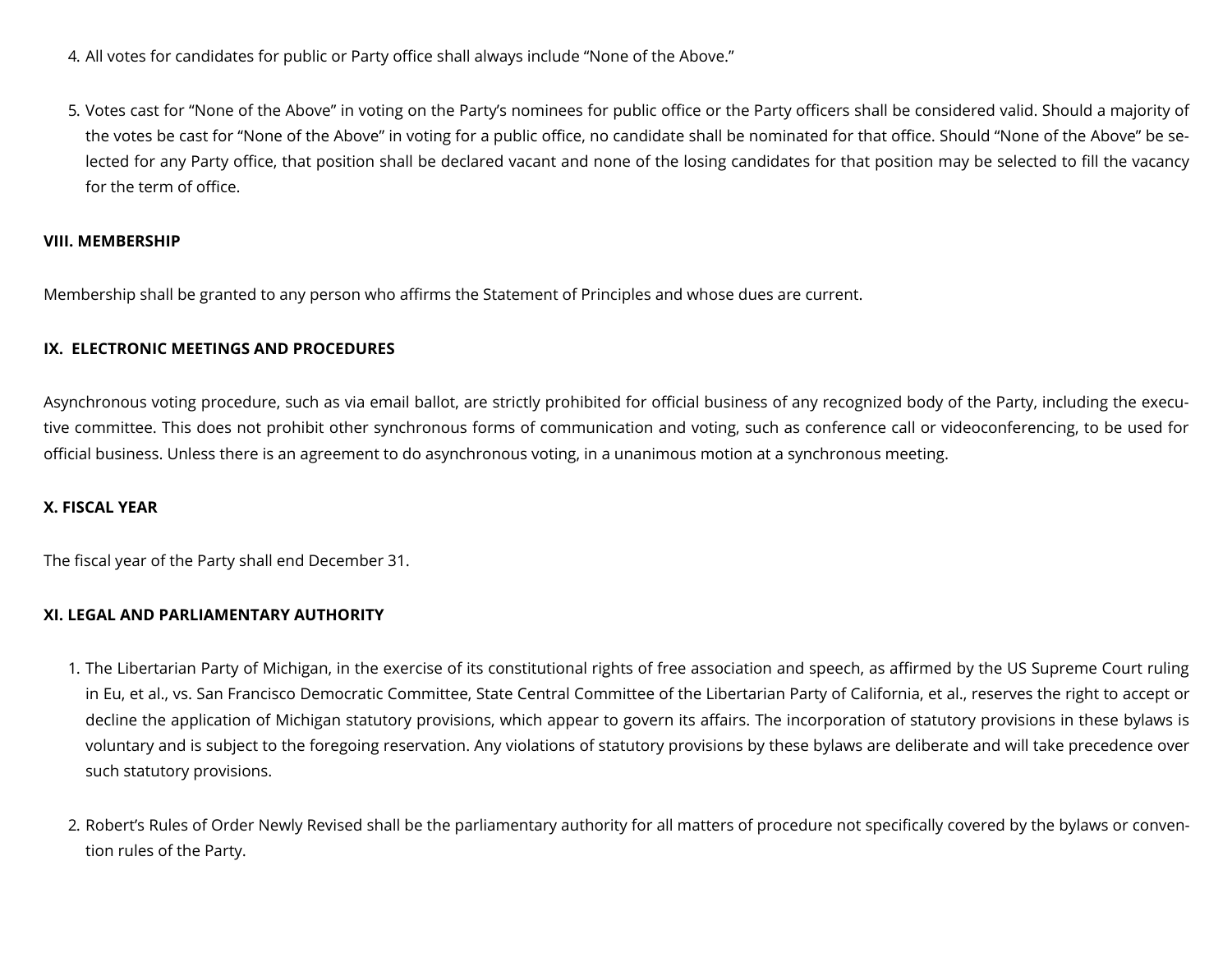4. All votes for candidates for public or Party office shall always include "None of the Above."

5. Votes cast for "None of the Above" in voting on the Party's nominees for public office or the Party officers shall be considered valid. Should a majority of the votes be cast for "None of the Above" in voting for a public office, no candidate shall be nominated for that office. Should "None of the Above" be selected for any Party office, that position shall be declared vacant and none of the losing candidates for that position may be selected to fill the vacancy for the term of office.

**VIII. MEMBERSHIP**

Membership shall be granted to any person who affirms the Statement of Principles and whose dues are current.

**IX. ELECTRONIC MEETINGS AND PROCEDURES**

Asynchronous voting procedure, such as via email ballot, are strictly prohibited for official business of any recognized body of the Party, including the executive committee. This does not prohibit other synchronous forms of communication and voting, such as conference call or videoconferencing, to be used for official business. Unless there is an agreement to do asynchronous voting, in a unanimous motion at a synchronous meeting.

**X. FISCAL YEAR**

The fiscal year of the Party shall end December 31.

**XI. LEGAL AND PARLIAMENTARY AUTHORITY**

1. The Libertarian Party of Michigan, in the exercise of its constitutional rights of free association and speech, as affirmed by the US Supreme Court ruling in Eu, et al., vs. San Francisco Democratic Committee, State Central Committee of the Libertarian Party of California, et al., reserves the right to accept or decline the application of Michigan statutory provisions, which appear to govern its affairs. The incorporation of statutory provisions in these bylaws is voluntary and is subject to the foregoing reservation. Any violations of statutory provisions by these bylaws are deliberate and will take precedence over such statutory provisions.

2. Robert's Rules of Order Newly Revised shall be the parliamentary authority for all matters of procedure not specifically covered by the bylaws or convention rules of the Party.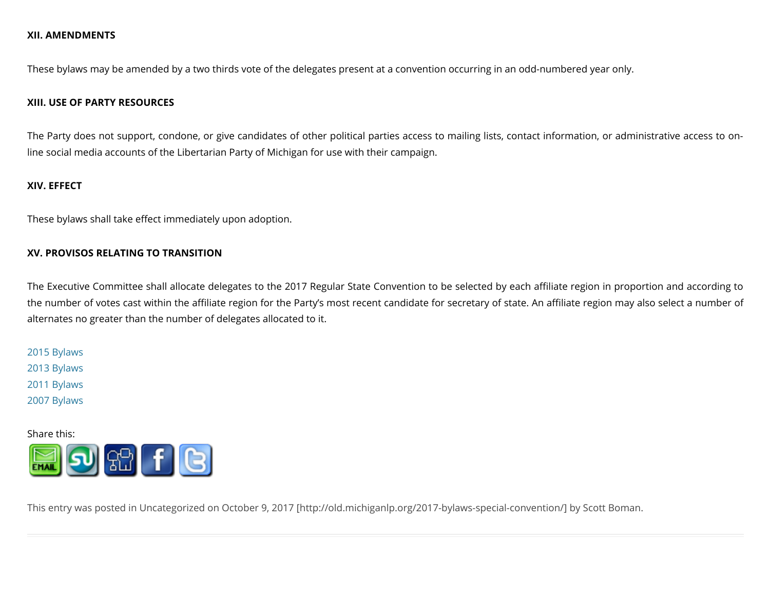**XII. AMENDMENTS**

These bylaws may be amended by a two thirds vote of the delegates present at a convention occurring in an odd-numbered year only.

**XIII. USE OF PARTY RESOURCES**

The Party does not support, condone, or give candidates of other political parties access to mailing lists, contact information, or administrative access to on-line social media accounts of the Libertarian Party of Michigan for use with their campaign.

**XIV. EFFECT**

These bylaws shall take effect immediately upon adoption.

**XV. PROVISOS RELATING TO TRANSITION**

The Executive Committee shall allocate delegates to the 2017 Regular State Convention to be selected by each affiliate region in proportion and according to the number of votes cast within the affiliate region for the Party's most recent candidate for secretary of state. An affiliate region may also select a number of alternates no greater than the number of delegates allocated to it.

2015 Bylaws
2013 Bylaws
2011 Bylaws
2007 Bylaws

Share this:

This entry was posted in Uncategorized on October 9, 2017 [http://old.michiganlp.org/2017-bylaws-special-convention/] by Scott Boman.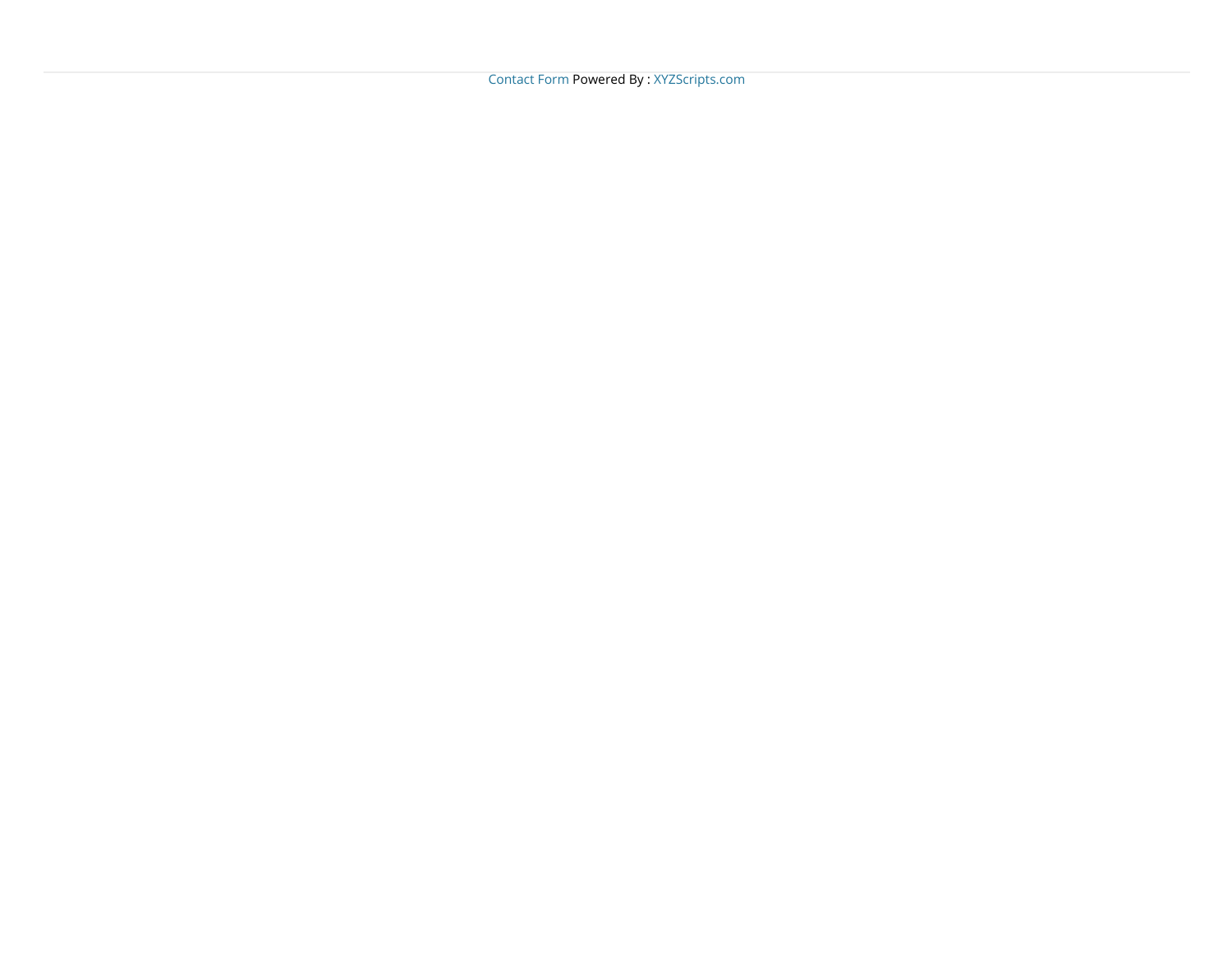Contact Form Powered By : XYZScripts.com